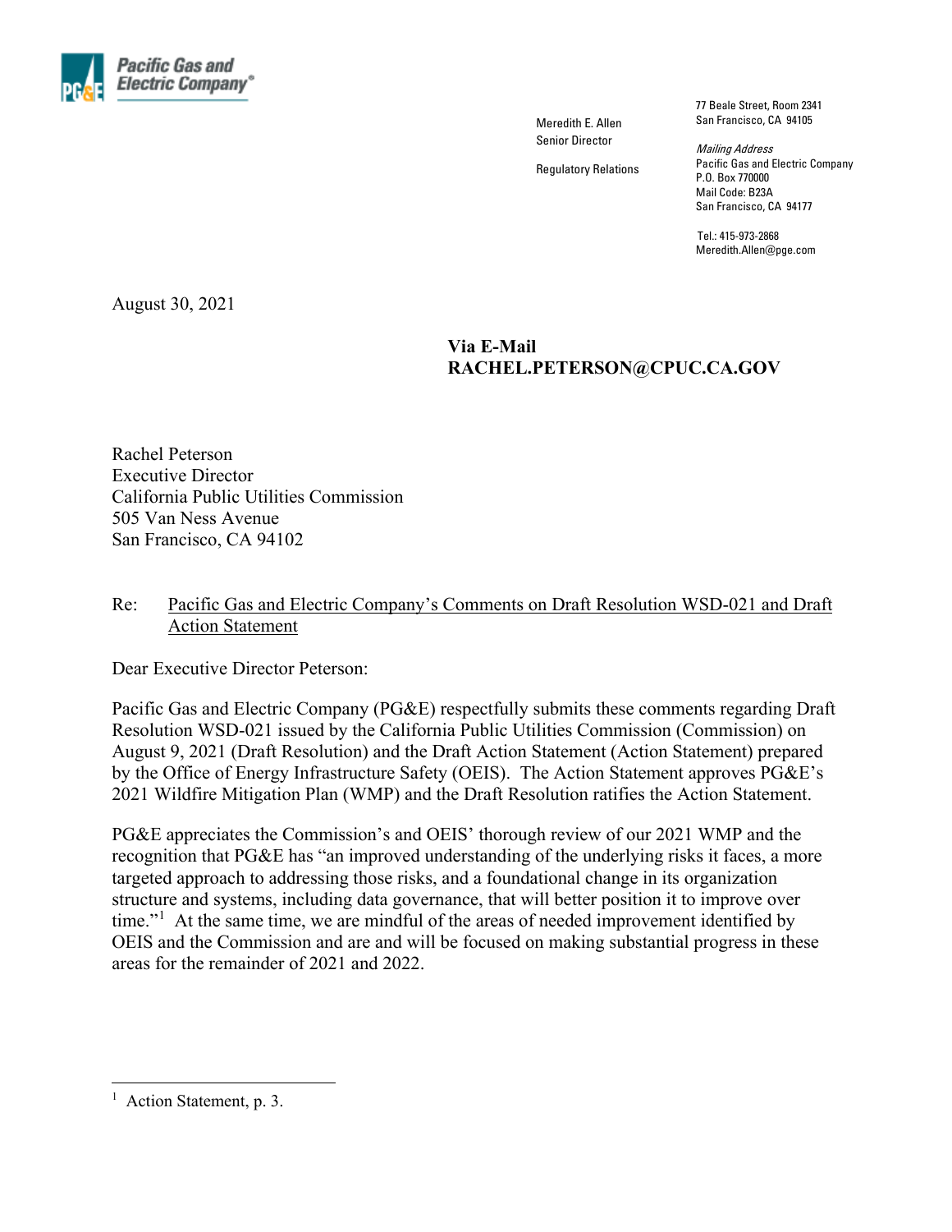Pacific Gas and Electric Company®

Meredith E. Allen
Senior Director

Regulatory Relations

77 Beale Street, Room 2341
San Francisco, CA 94105

*Mailing Address*
Pacific Gas and Electric Company
P.O. Box 770000
Mail Code: B23A
San Francisco, CA 94177

Tel.: 415-973-2868
Meredith.Allen@pge.com

August 30, 2021

**Via E-Mail**
**RACHEL.PETERSON@CPUC.CA.GOV**

Rachel Peterson
Executive Director
California Public Utilities Commission
505 Van Ness Avenue
San Francisco, CA 94102

Re: Pacific Gas and Electric Company's Comments on Draft Resolution WSD-021 and Draft Action Statement

Dear Executive Director Peterson:

Pacific Gas and Electric Company (PG&E) respectfully submits these comments regarding Draft Resolution WSD-021 issued by the California Public Utilities Commission (Commission) on August 9, 2021 (Draft Resolution) and the Draft Action Statement (Action Statement) prepared by the Office of Energy Infrastructure Safety (OEIS). The Action Statement approves PG&E's 2021 Wildfire Mitigation Plan (WMP) and the Draft Resolution ratifies the Action Statement.

PG&E appreciates the Commission's and OEIS' thorough review of our 2021 WMP and the recognition that PG&E has "an improved understanding of the underlying risks it faces, a more targeted approach to addressing those risks, and a foundational change in its organization structure and systems, including data governance, that will better position it to improve over time."[1] At the same time, we are mindful of the areas of needed improvement identified by OEIS and the Commission and are and will be focused on making substantial progress in these areas for the remainder of 2021 and 2022.

[1] Action Statement, p. 3.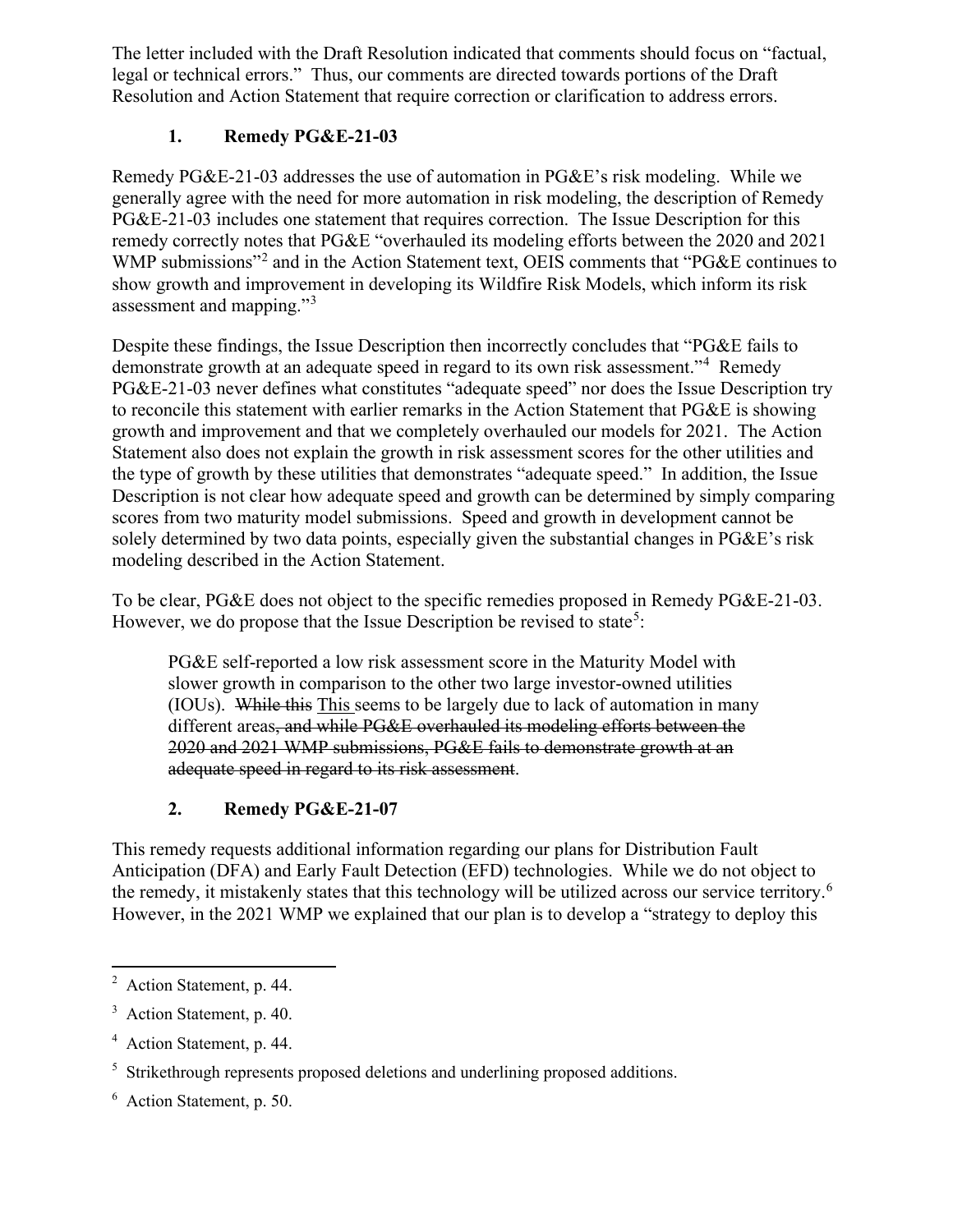The letter included with the Draft Resolution indicated that comments should focus on "factual, legal or technical errors." Thus, our comments are directed towards portions of the Draft Resolution and Action Statement that require correction or clarification to address errors.

## 1. Remedy PG&E-21-03

Remedy PG&E-21-03 addresses the use of automation in PG&E's risk modeling. While we generally agree with the need for more automation in risk modeling, the description of Remedy PG&E-21-03 includes one statement that requires correction. The Issue Description for this remedy correctly notes that PG&E "overhauled its modeling efforts between the 2020 and 2021 WMP submissions"[2] and in the Action Statement text, OEIS comments that "PG&E continues to show growth and improvement in developing its Wildfire Risk Models, which inform its risk assessment and mapping."[3]

Despite these findings, the Issue Description then incorrectly concludes that "PG&E fails to demonstrate growth at an adequate speed in regard to its own risk assessment."[4] Remedy PG&E-21-03 never defines what constitutes "adequate speed" nor does the Issue Description try to reconcile this statement with earlier remarks in the Action Statement that PG&E is showing growth and improvement and that we completely overhauled our models for 2021. The Action Statement also does not explain the growth in risk assessment scores for the other utilities and the type of growth by these utilities that demonstrates "adequate speed." In addition, the Issue Description is not clear how adequate speed and growth can be determined by simply comparing scores from two maturity model submissions. Speed and growth in development cannot be solely determined by two data points, especially given the substantial changes in PG&E's risk modeling described in the Action Statement.

To be clear, PG&E does not object to the specific remedies proposed in Remedy PG&E-21-03. However, we do propose that the Issue Description be revised to state[5]:

> PG&E self-reported a low risk assessment score in the Maturity Model with slower growth in comparison to the other two large investor-owned utilities (IOUs). ~~While this~~ <u>This</u> seems to be largely due to lack of automation in many different areas~~, and while PG&E overhauled its modeling efforts between the 2020 and 2021 WMP submissions, PG&E fails to demonstrate growth at an adequate speed in regard to its risk assessment~~.

## 2. Remedy PG&E-21-07

This remedy requests additional information regarding our plans for Distribution Fault Anticipation (DFA) and Early Fault Detection (EFD) technologies. While we do not object to the remedy, it mistakenly states that this technology will be utilized across our service territory.[6] However, in the 2021 WMP we explained that our plan is to develop a "strategy to deploy this

---

[2] Action Statement, p. 44.

[3] Action Statement, p. 40.

[4] Action Statement, p. 44.

[5] Strikethrough represents proposed deletions and underlining proposed additions.

[6] Action Statement, p. 50.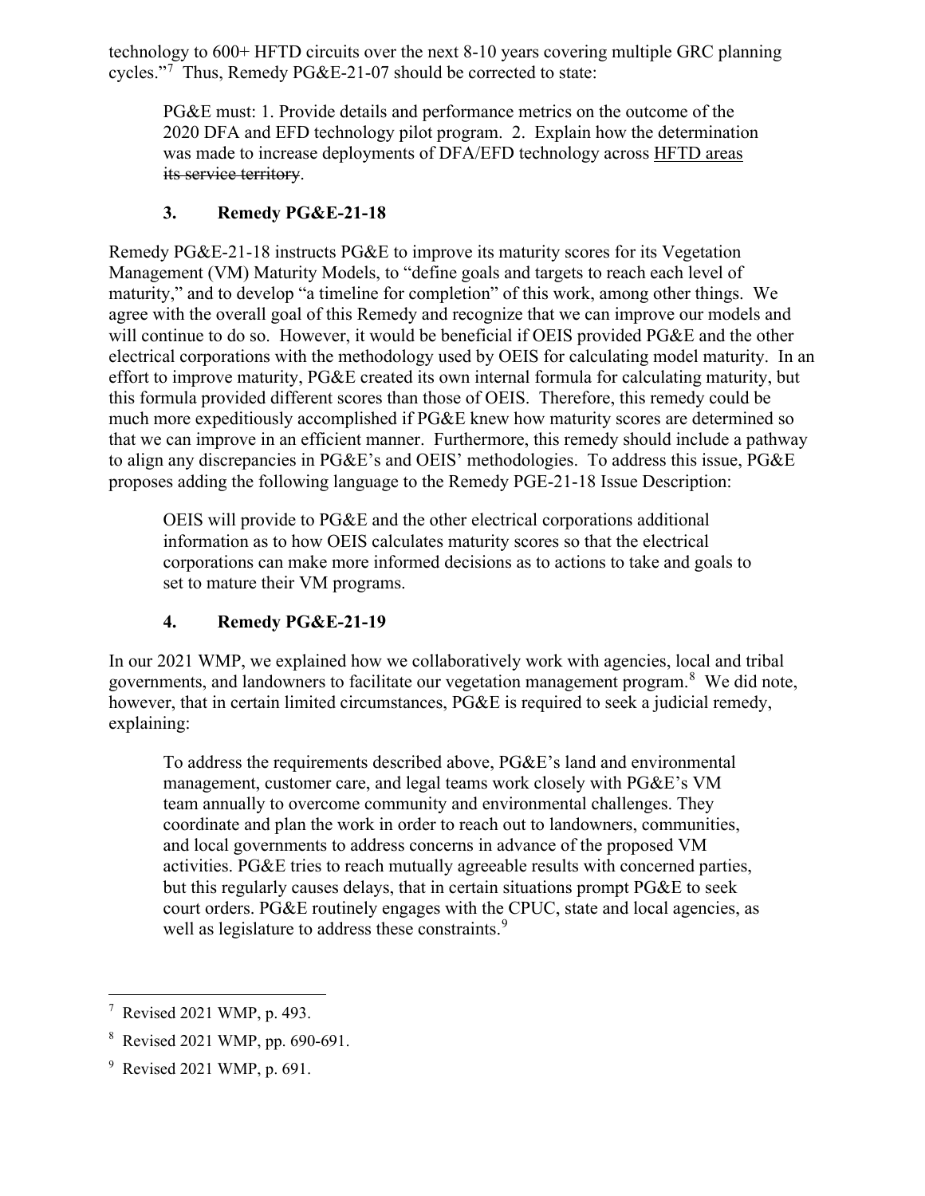technology to 600+ HFTD circuits over the next 8-10 years covering multiple GRC planning cycles."[7] Thus, Remedy PG&E-21-07 should be corrected to state:

> PG&E must: 1. Provide details and performance metrics on the outcome of the 2020 DFA and EFD technology pilot program. 2. Explain how the determination was made to increase deployments of DFA/EFD technology across <u>HFTD areas</u> ~~its service territory~~.

### 3. Remedy PG&E-21-18

Remedy PG&E-21-18 instructs PG&E to improve its maturity scores for its Vegetation Management (VM) Maturity Models, to "define goals and targets to reach each level of maturity," and to develop "a timeline for completion" of this work, among other things. We agree with the overall goal of this Remedy and recognize that we can improve our models and will continue to do so. However, it would be beneficial if OEIS provided PG&E and the other electrical corporations with the methodology used by OEIS for calculating model maturity. In an effort to improve maturity, PG&E created its own internal formula for calculating maturity, but this formula provided different scores than those of OEIS. Therefore, this remedy could be much more expeditiously accomplished if PG&E knew how maturity scores are determined so that we can improve in an efficient manner. Furthermore, this remedy should include a pathway to align any discrepancies in PG&E's and OEIS' methodologies. To address this issue, PG&E proposes adding the following language to the Remedy PGE-21-18 Issue Description:

> OEIS will provide to PG&E and the other electrical corporations additional information as to how OEIS calculates maturity scores so that the electrical corporations can make more informed decisions as to actions to take and goals to set to mature their VM programs.

### 4. Remedy PG&E-21-19

In our 2021 WMP, we explained how we collaboratively work with agencies, local and tribal governments, and landowners to facilitate our vegetation management program.[8] We did note, however, that in certain limited circumstances, PG&E is required to seek a judicial remedy, explaining:

> To address the requirements described above, PG&E's land and environmental management, customer care, and legal teams work closely with PG&E's VM team annually to overcome community and environmental challenges. They coordinate and plan the work in order to reach out to landowners, communities, and local governments to address concerns in advance of the proposed VM activities. PG&E tries to reach mutually agreeable results with concerned parties, but this regularly causes delays, that in certain situations prompt PG&E to seek court orders. PG&E routinely engages with the CPUC, state and local agencies, as well as legislature to address these constraints.[9]

---

[7] Revised 2021 WMP, p. 493.

[8] Revised 2021 WMP, pp. 690-691.

[9] Revised 2021 WMP, p. 691.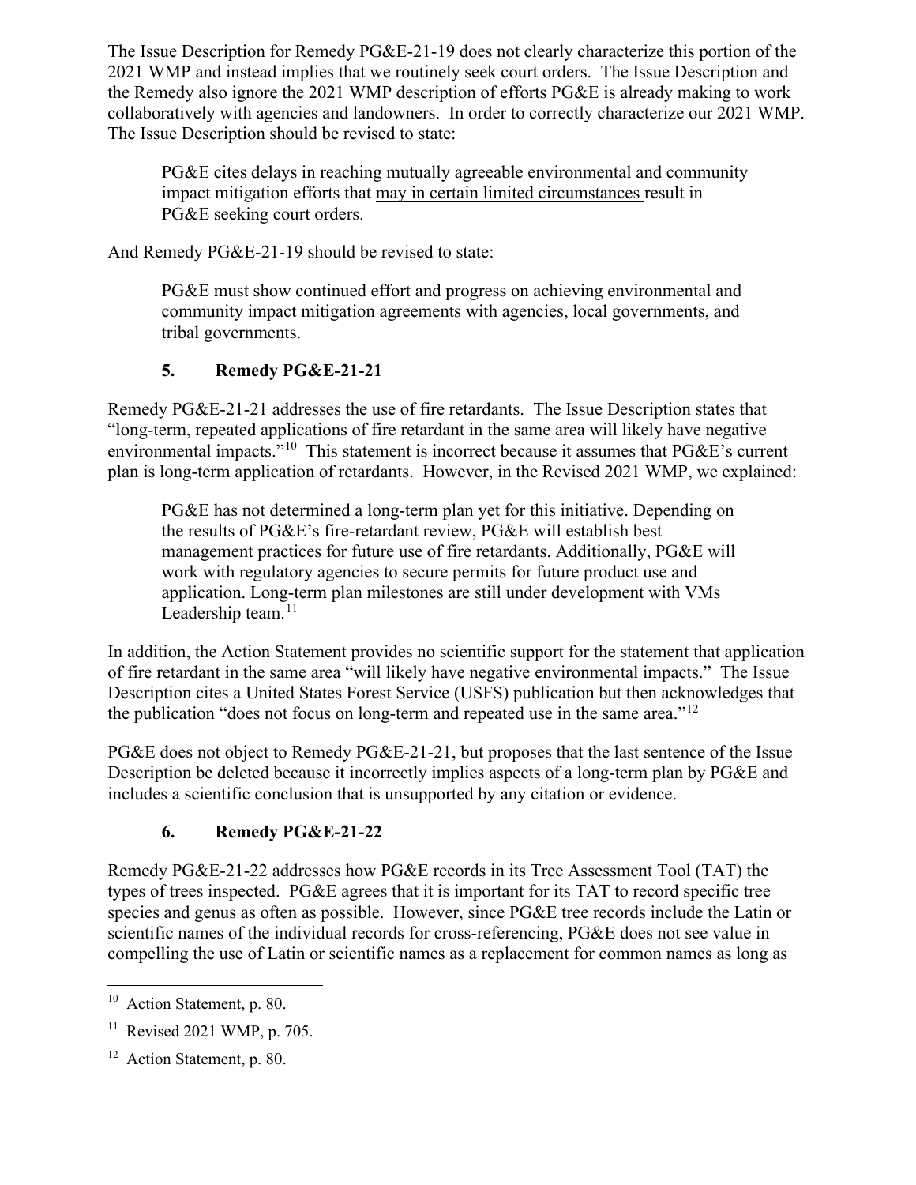The Issue Description for Remedy PG&E-21-19 does not clearly characterize this portion of the 2021 WMP and instead implies that we routinely seek court orders. The Issue Description and the Remedy also ignore the 2021 WMP description of efforts PG&E is already making to work collaboratively with agencies and landowners. In order to correctly characterize our 2021 WMP. The Issue Description should be revised to state:

> PG&E cites delays in reaching mutually agreeable environmental and community impact mitigation efforts that <u>may in certain limited circumstances</u> result in PG&E seeking court orders.

And Remedy PG&E-21-19 should be revised to state:

> PG&E must show <u>continued effort and</u> progress on achieving environmental and community impact mitigation agreements with agencies, local governments, and tribal governments.

### 5. Remedy PG&E-21-21

Remedy PG&E-21-21 addresses the use of fire retardants. The Issue Description states that "long-term, repeated applications of fire retardant in the same area will likely have negative environmental impacts."[10] This statement is incorrect because it assumes that PG&E's current plan is long-term application of retardants. However, in the Revised 2021 WMP, we explained:

> PG&E has not determined a long-term plan yet for this initiative. Depending on the results of PG&E's fire-retardant review, PG&E will establish best management practices for future use of fire retardants. Additionally, PG&E will work with regulatory agencies to secure permits for future product use and application. Long-term plan milestones are still under development with VMs Leadership team.[11]

In addition, the Action Statement provides no scientific support for the statement that application of fire retardant in the same area "will likely have negative environmental impacts." The Issue Description cites a United States Forest Service (USFS) publication but then acknowledges that the publication "does not focus on long-term and repeated use in the same area."[12]

PG&E does not object to Remedy PG&E-21-21, but proposes that the last sentence of the Issue Description be deleted because it incorrectly implies aspects of a long-term plan by PG&E and includes a scientific conclusion that is unsupported by any citation or evidence.

### 6. Remedy PG&E-21-22

Remedy PG&E-21-22 addresses how PG&E records in its Tree Assessment Tool (TAT) the types of trees inspected. PG&E agrees that it is important for its TAT to record specific tree species and genus as often as possible. However, since PG&E tree records include the Latin or scientific names of the individual records for cross-referencing, PG&E does not see value in compelling the use of Latin or scientific names as a replacement for common names as long as

---

[10] Action Statement, p. 80.

[11] Revised 2021 WMP, p. 705.

[12] Action Statement, p. 80.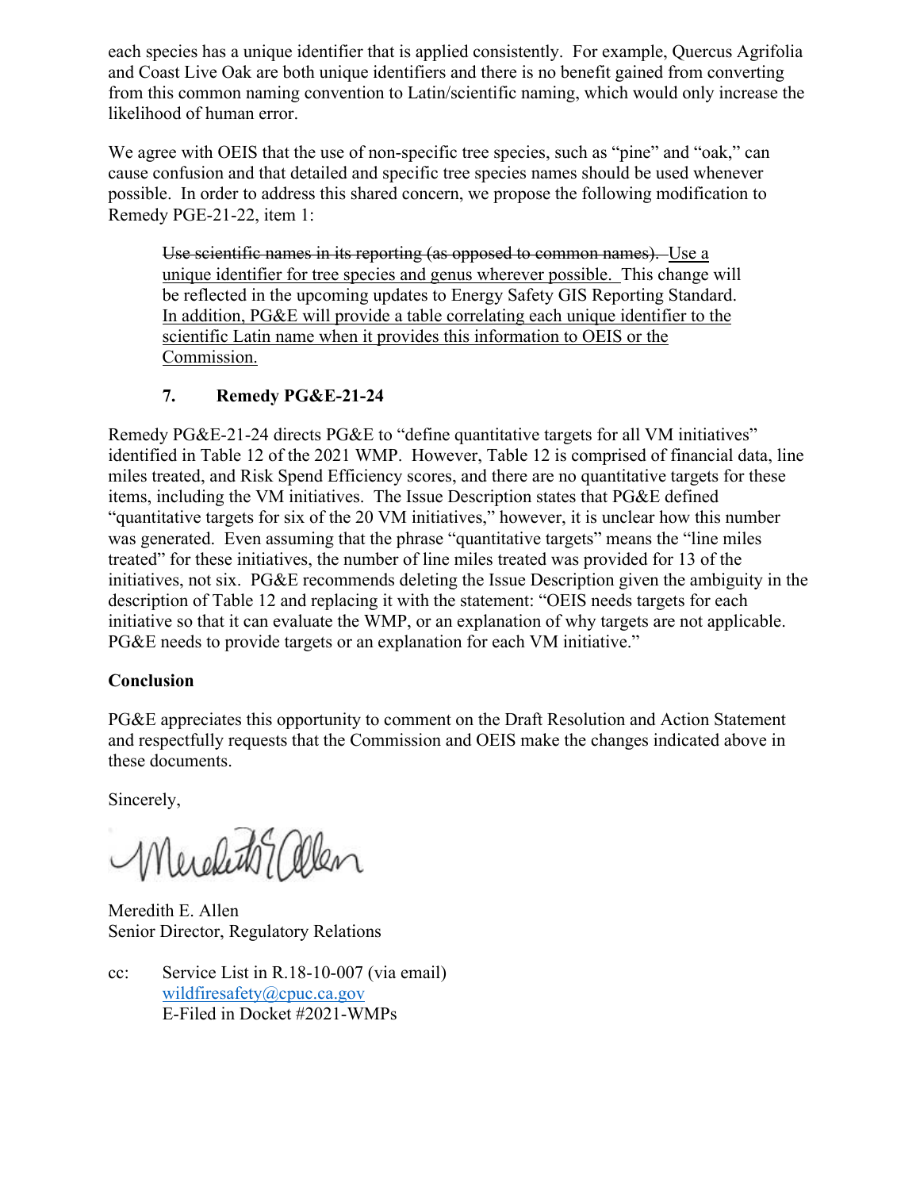each species has a unique identifier that is applied consistently. For example, Quercus Agrifolia and Coast Live Oak are both unique identifiers and there is no benefit gained from converting from this common naming convention to Latin/scientific naming, which would only increase the likelihood of human error.

We agree with OEIS that the use of non-specific tree species, such as "pine" and "oak," can cause confusion and that detailed and specific tree species names should be used whenever possible. In order to address this shared concern, we propose the following modification to Remedy PGE-21-22, item 1:

> ~~Use scientific names in its reporting (as opposed to common names).~~ <u>Use a unique identifier for tree species and genus wherever possible.</u> This change will be reflected in the upcoming updates to Energy Safety GIS Reporting Standard. <u>In addition, PG&E will provide a table correlating each unique identifier to the scientific Latin name when it provides this information to OEIS or the Commission.</u>

### 7. Remedy PG&E-21-24

Remedy PG&E-21-24 directs PG&E to "define quantitative targets for all VM initiatives" identified in Table 12 of the 2021 WMP. However, Table 12 is comprised of financial data, line miles treated, and Risk Spend Efficiency scores, and there are no quantitative targets for these items, including the VM initiatives. The Issue Description states that PG&E defined "quantitative targets for six of the 20 VM initiatives," however, it is unclear how this number was generated. Even assuming that the phrase "quantitative targets" means the "line miles treated" for these initiatives, the number of line miles treated was provided for 13 of the initiatives, not six. PG&E recommends deleting the Issue Description given the ambiguity in the description of Table 12 and replacing it with the statement: "OEIS needs targets for each initiative so that it can evaluate the WMP, or an explanation of why targets are not applicable. PG&E needs to provide targets or an explanation for each VM initiative."

**Conclusion**

PG&E appreciates this opportunity to comment on the Draft Resolution and Action Statement and respectfully requests that the Commission and OEIS make the changes indicated above in these documents.

Sincerely,

Meredith E. Allen

Meredith E. Allen
Senior Director, Regulatory Relations

cc: Service List in R.18-10-007 (via email)
wildfiresafety@cpuc.ca.gov
E-Filed in Docket #2021-WMPs